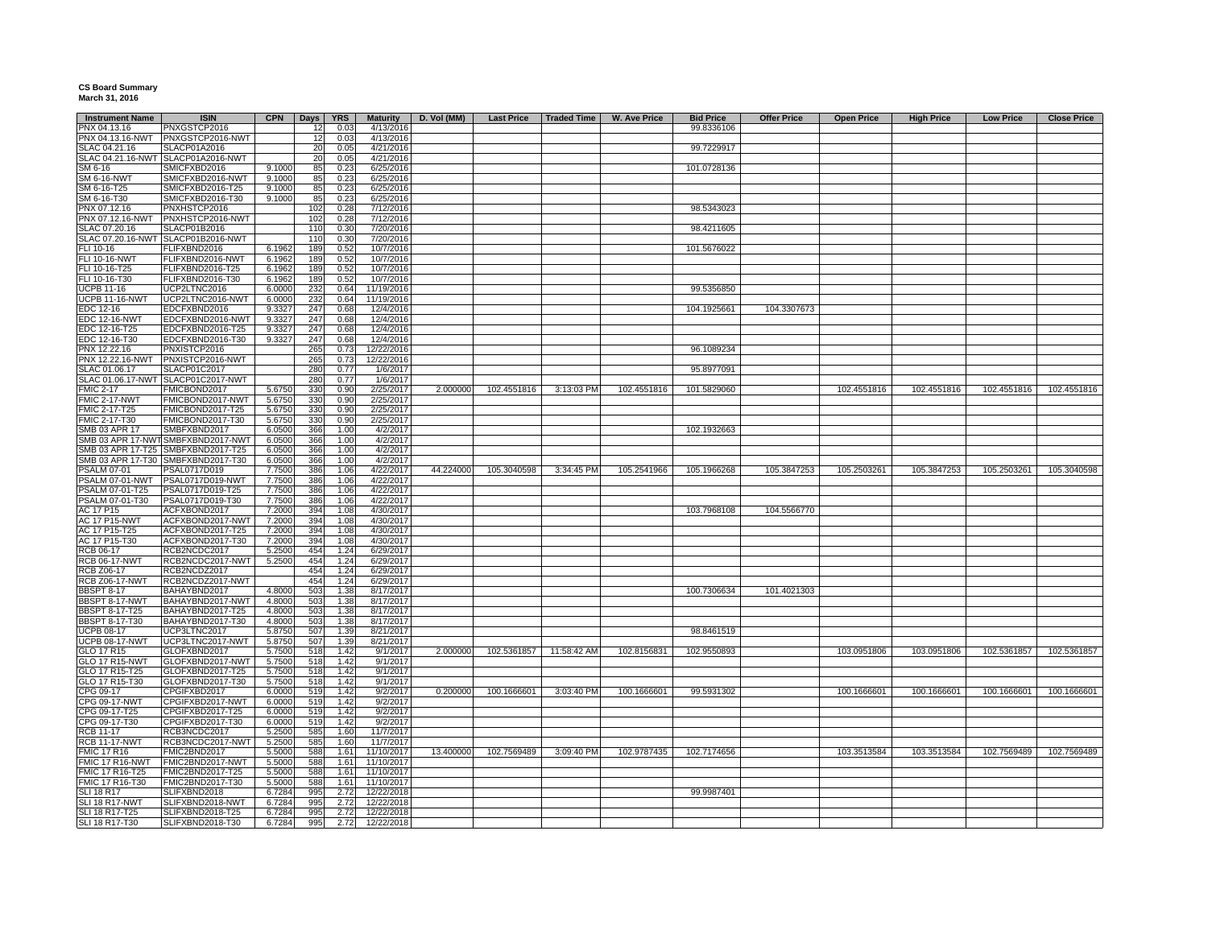**CS Board Summary**
**March 31, 2016**

| Instrument Name | ISIN | CPN | Days | YRS | Maturity | D. Vol (MM) | Last Price | Traded Time | W. Ave Price | Bid Price | Offer Price | Open Price | High Price | Low Price | Close Price |
|---|---|---|---|---|---|---|---|---|---|---|---|---|---|---|---|
| PNX 04.13.16 | PNXGSTCP2016 | | 12 | 0.03 | 4/13/2016 | | | | | 99.8336106 | | | | | |
| PNX 04.13.16-NWT | PNXGSTCP2016-NWT | | 12 | 0.03 | 4/13/2016 | | | | | | | | | | |
| SLAC 04.21.16 | SLACP01A2016 | | 20 | 0.05 | 4/21/2016 | | | | | 99.7229917 | | | | | |
| SLAC 04.21.16-NWT | SLACP01A2016-NWT | | 20 | 0.05 | 4/21/2016 | | | | | | | | | | |
| SM 6-16 | SMICFXBD2016 | 9.1000 | 85 | 0.23 | 6/25/2016 | | | | | 101.0728136 | | | | | |
| SM 6-16-NWT | SMICFXBD2016-NWT | 9.1000 | 85 | 0.23 | 6/25/2016 | | | | | | | | | | |
| SM 6-16-T25 | SMICFXBD2016-T25 | 9.1000 | 85 | 0.23 | 6/25/2016 | | | | | | | | | | |
| SM 6-16-T30 | SMICFXBD2016-T30 | 9.1000 | 85 | 0.23 | 6/25/2016 | | | | | | | | | | |
| PNX 07.12.16 | PNXHSTCP2016 | | 102 | 0.28 | 7/12/2016 | | | | | 98.5343023 | | | | | |
| PNX 07.12.16-NWT | PNXHSTCP2016-NWT | | 102 | 0.28 | 7/12/2016 | | | | | | | | | | |
| SLAC 07.20.16 | SLACP01B2016 | | 110 | 0.30 | 7/20/2016 | | | | | 98.4211605 | | | | | |
| SLAC 07.20.16-NWT | SLACP01B2016-NWT | | 110 | 0.30 | 7/20/2016 | | | | | | | | | | |
| FLI 10-16 | FLIFXBND2016 | 6.1962 | 189 | 0.52 | 10/7/2016 | | | | | 101.5676022 | | | | | |
| FLI 10-16-NWT | FLIFXBND2016-NWT | 6.1962 | 189 | 0.52 | 10/7/2016 | | | | | | | | | | |
| FLI 10-16-T25 | FLIFXBND2016-T25 | 6.1962 | 189 | 0.52 | 10/7/2016 | | | | | | | | | | |
| FLI 10-16-T30 | FLIFXBND2016-T30 | 6.1962 | 189 | 0.52 | 10/7/2016 | | | | | | | | | | |
| UCPB 11-16 | UCP2LTNC2016 | 6.0000 | 232 | 0.64 | 11/19/2016 | | | | | 99.5356850 | | | | | |
| UCPB 11-16-NWT | UCP2LTNC2016-NWT | 6.0000 | 232 | 0.64 | 11/19/2016 | | | | | | | | | | |
| EDC 12-16 | EDCFXBND2016 | 9.3327 | 247 | 0.68 | 12/4/2016 | | | | | 104.1925661 | 104.3307673 | | | | |
| EDC 12-16-NWT | EDCFXBND2016-NWT | 9.3327 | 247 | 0.68 | 12/4/2016 | | | | | | | | | | |
| EDC 12-16-T25 | EDCFXBND2016-T25 | 9.3327 | 247 | 0.68 | 12/4/2016 | | | | | | | | | | |
| EDC 12-16-T30 | EDCFXBND2016-T30 | 9.3327 | 247 | 0.68 | 12/4/2016 | | | | | | | | | | |
| PNX 12.22.16 | PNXISTCP2016 | | 265 | 0.73 | 12/22/2016 | | | | | 96.1089234 | | | | | |
| PNX 12.22.16-NWT | PNXISTCP2016-NWT | | 265 | 0.73 | 12/22/2016 | | | | | | | | | | |
| SLAC 01.06.17 | SLACP01C2017 | | 280 | 0.77 | 1/6/2017 | | | | | 95.8977091 | | | | | |
| SLAC 01.06.17-NWT | SLACP01C2017-NWT | | 280 | 0.77 | 1/6/2017 | | | | | | | | | | |
| FMIC 2-17 | FMICBOND2017 | 5.6750 | 330 | 0.90 | 2/25/2017 | 2.000000 | 102.4551816 | 3:13:03 PM | 102.4551816 | 101.5829060 | | 102.4551816 | 102.4551816 | 102.4551816 | 102.4551816 |
| FMIC 2-17-NWT | FMICBOND2017-NWT | 5.6750 | 330 | 0.90 | 2/25/2017 | | | | | | | | | | |
| FMIC 2-17-T25 | FMICBOND2017-T25 | 5.6750 | 330 | 0.90 | 2/25/2017 | | | | | | | | | | |
| FMIC 2-17-T30 | FMICBOND2017-T30 | 5.6750 | 330 | 0.90 | 2/25/2017 | | | | | | | | | | |
| SMB 03 APR 17 | SMBFXBND2017 | 6.0500 | 366 | 1.00 | 4/2/2017 | | | | | 102.1932663 | | | | | |
| SMB 03 APR 17-NWT | SMBFXBND2017-NWT | 6.0500 | 366 | 1.00 | 4/2/2017 | | | | | | | | | | |
| SMB 03 APR 17-T25 | SMBFXBND2017-T25 | 6.0500 | 366 | 1.00 | 4/2/2017 | | | | | | | | | | |
| SMB 03 APR 17-T30 | SMBFXBND2017-T30 | 6.0500 | 366 | 1.00 | 4/2/2017 | | | | | | | | | | |
| PSALM 07-01 | PSAL0717D019 | 7.7500 | 386 | 1.06 | 4/22/2017 | 44.224000 | 105.3040598 | 3:34:45 PM | 105.2541966 | 105.1966268 | 105.3847253 | 105.2503261 | 105.3847253 | 105.2503261 | 105.3040598 |
| PSALM 07-01-NWT | PSAL0717D019-NWT | 7.7500 | 386 | 1.06 | 4/22/2017 | | | | | | | | | | |
| PSALM 07-01-T25 | PSAL0717D019-T25 | 7.7500 | 386 | 1.06 | 4/22/2017 | | | | | | | | | | |
| PSALM 07-01-T30 | PSAL0717D019-T30 | 7.7500 | 386 | 1.06 | 4/22/2017 | | | | | | | | | | |
| AC 17 P15 | ACFXBOND2017 | 7.2000 | 394 | 1.08 | 4/30/2017 | | | | | 103.7968108 | 104.5566770 | | | | |
| AC 17 P15-NWT | ACFXBOND2017-NWT | 7.2000 | 394 | 1.08 | 4/30/2017 | | | | | | | | | | |
| AC 17 P15-T25 | ACFXBOND2017-T25 | 7.2000 | 394 | 1.08 | 4/30/2017 | | | | | | | | | | |
| AC 17 P15-T30 | ACFXBOND2017-T30 | 7.2000 | 394 | 1.08 | 4/30/2017 | | | | | | | | | | |
| RCB 06-17 | RCB2NCDC2017 | 5.2500 | 454 | 1.24 | 6/29/2017 | | | | | | | | | | |
| RCB 06-17-NWT | RCB2NCDC2017-NWT | 5.2500 | 454 | 1.24 | 6/29/2017 | | | | | | | | | | |
| RCB Z06-17 | RCB2NCDZ2017 | | 454 | 1.24 | 6/29/2017 | | | | | | | | | | |
| RCB Z06-17-NWT | RCB2NCDZ2017-NWT | | 454 | 1.24 | 6/29/2017 | | | | | | | | | | |
| BBSPT 8-17 | BAHAYBND2017 | 4.8000 | 503 | 1.38 | 8/17/2017 | | | | | 100.7306634 | 101.4021303 | | | | |
| BBSPT 8-17-NWT | BAHAYBND2017-NWT | 4.8000 | 503 | 1.38 | 8/17/2017 | | | | | | | | | | |
| BBSPT 8-17-T25 | BAHAYBND2017-T25 | 4.8000 | 503 | 1.38 | 8/17/2017 | | | | | | | | | | |
| BBSPT 8-17-T30 | BAHAYBND2017-T30 | 4.8000 | 503 | 1.38 | 8/17/2017 | | | | | | | | | | |
| UCPB 08-17 | UCP3LTNC2017 | 5.8750 | 507 | 1.39 | 8/21/2017 | | | | | 98.8461519 | | | | | |
| UCPB 08-17-NWT | UCP3LTNC2017-NWT | 5.8750 | 507 | 1.39 | 8/21/2017 | | | | | | | | | | |
| GLO 17 R15 | GLOFXBND2017 | 5.7500 | 518 | 1.42 | 9/1/2017 | 2.000000 | 102.5361857 | 11:58:42 AM | 102.8156831 | 102.9550893 | | 103.0951806 | 103.0951806 | 102.5361857 | 102.5361857 |
| GLO 17 R15-NWT | GLOFXBND2017-NWT | 5.7500 | 518 | 1.42 | 9/1/2017 | | | | | | | | | | |
| GLO 17 R15-T25 | GLOFXBND2017-T25 | 5.7500 | 518 | 1.42 | 9/1/2017 | | | | | | | | | | |
| GLO 17 R15-T30 | GLOFXBND2017-T30 | 5.7500 | 518 | 1.42 | 9/1/2017 | | | | | | | | | | |
| CPG 09-17 | CPGIFXBD2017 | 6.0000 | 519 | 1.42 | 9/2/2017 | 0.200000 | 100.1666601 | 3:03:40 PM | 100.1666601 | 99.5931302 | | 100.1666601 | 100.1666601 | 100.1666601 | 100.1666601 |
| CPG 09-17-NWT | CPGIFXBD2017-NWT | 6.0000 | 519 | 1.42 | 9/2/2017 | | | | | | | | | | |
| CPG 09-17-T25 | CPGIFXBD2017-T25 | 6.0000 | 519 | 1.42 | 9/2/2017 | | | | | | | | | | |
| CPG 09-17-T30 | CPGIFXBD2017-T30 | 6.0000 | 519 | 1.42 | 9/2/2017 | | | | | | | | | | |
| RCB 11-17 | RCB3NCDC2017 | 5.2500 | 585 | 1.60 | 11/7/2017 | | | | | | | | | | |
| RCB 11-17-NWT | RCB3NCDC2017-NWT | 5.2500 | 585 | 1.60 | 11/7/2017 | | | | | | | | | | |
| FMIC 17 R16 | FMIC2BND2017 | 5.5000 | 588 | 1.61 | 11/10/2017 | 13.400000 | 102.7569489 | 3:09:40 PM | 102.9787435 | 102.7174656 | | 103.3513584 | 103.3513584 | 102.7569489 | 102.7569489 |
| FMIC 17 R16-NWT | FMIC2BND2017-NWT | 5.5000 | 588 | 1.61 | 11/10/2017 | | | | | | | | | | |
| FMIC 17 R16-T25 | FMIC2BND2017-T25 | 5.5000 | 588 | 1.61 | 11/10/2017 | | | | | | | | | | |
| FMIC 17 R16-T30 | FMIC2BND2017-T30 | 5.5000 | 588 | 1.61 | 11/10/2017 | | | | | | | | | | |
| SLI 18 R17 | SLIFXBND2018 | 6.7284 | 995 | 2.72 | 12/22/2018 | | | | | 99.9987401 | | | | | |
| SLI 18 R17-NWT | SLIFXBND2018-NWT | 6.7284 | 995 | 2.72 | 12/22/2018 | | | | | | | | | | |
| SLI 18 R17-T25 | SLIFXBND2018-T25 | 6.7284 | 995 | 2.72 | 12/22/2018 | | | | | | | | | | |
| SLI 18 R17-T30 | SLIFXBND2018-T30 | 6.7284 | 995 | 2.72 | 12/22/2018 | | | | | | | | | | |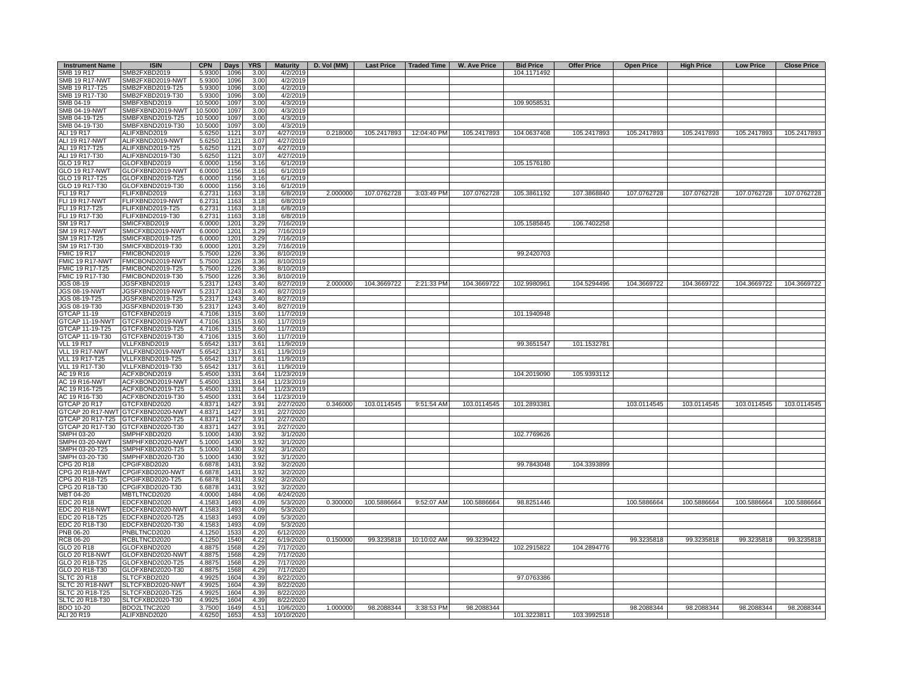| Instrument Name | ISIN | CPN | Days | YRS | Maturity | D. Vol (MM) | Last Price | Traded Time | W. Ave Price | Bid Price | Offer Price | Open Price | High Price | Low Price | Close Price |
|---|---|---|---|---|---|---|---|---|---|---|---|---|---|---|---|
| SMB 19 R17 | SMB2FXBD2019 | 5.9300 | 1096 | 3.00 | 4/2/2019 | | | | | 104.1171492 | | | | | |
| SMB 19 R17-NWT | SMB2FXBD2019-NWT | 5.9300 | 1096 | 3.00 | 4/2/2019 | | | | | | | | | | |
| SMB 19 R17-T25 | SMB2FXBD2019-T25 | 5.9300 | 1096 | 3.00 | 4/2/2019 | | | | | | | | | | |
| SMB 19 R17-T30 | SMB2FXBD2019-T30 | 5.9300 | 1096 | 3.00 | 4/2/2019 | | | | | | | | | | |
| SMB 04-19 | SMBFXBND2019 | 10.5000 | 1097 | 3.00 | 4/3/2019 | | | | | 109.9058531 | | | | | |
| SMB 04-19-NWT | SMBFXBND2019-NWT | 10.5000 | 1097 | 3.00 | 4/3/2019 | | | | | | | | | | |
| SMB 04-19-T25 | SMBFXBND2019-T25 | 10.5000 | 1097 | 3.00 | 4/3/2019 | | | | | | | | | | |
| SMB 04-19-T30 | SMBFXBND2019-T30 | 10.5000 | 1097 | 3.00 | 4/3/2019 | | | | | | | | | | |
| ALI 19 R17 | ALIFXBND2019 | 5.6250 | 1121 | 3.07 | 4/27/2019 | 0.218000 | 105.2417893 | 12:04:40 PM | 105.2417893 | 104.0637408 | 105.2417893 | 105.2417893 | 105.2417893 | 105.2417893 | 105.2417893 |
| ALI 19 R17-NWT | ALIFXBND2019-NWT | 5.6250 | 1121 | 3.07 | 4/27/2019 | | | | | | | | | | |
| ALI 19 R17-T25 | ALIFXBND2019-T25 | 5.6250 | 1121 | 3.07 | 4/27/2019 | | | | | | | | | | |
| ALI 19 R17-T30 | ALIFXBND2019-T30 | 5.6250 | 1121 | 3.07 | 4/27/2019 | | | | | | | | | | |
| GLO 19 R17 | GLOFXBND2019 | 6.0000 | 1156 | 3.16 | 6/1/2019 | | | | | 105.1576180 | | | | | |
| GLO 19 R17-NWT | GLOFXBND2019-NWT | 6.0000 | 1156 | 3.16 | 6/1/2019 | | | | | | | | | | |
| GLO 19 R17-T25 | GLOFXBND2019-T25 | 6.0000 | 1156 | 3.16 | 6/1/2019 | | | | | | | | | | |
| GLO 19 R17-T30 | GLOFXBND2019-T30 | 6.0000 | 1156 | 3.16 | 6/1/2019 | | | | | | | | | | |
| FLI 19 R17 | FLIFXBND2019 | 6.2731 | 1163 | 3.18 | 6/8/2019 | 2.000000 | 107.0762728 | 3:03:49 PM | 107.0762728 | 105.3861192 | 107.3868840 | 107.0762728 | 107.0762728 | 107.0762728 | 107.0762728 |
| FLI 19 R17-NWT | FLIFXBND2019-NWT | 6.2731 | 1163 | 3.18 | 6/8/2019 | | | | | | | | | | |
| FLI 19 R17-T25 | FLIFXBND2019-T25 | 6.2731 | 1163 | 3.18 | 6/8/2019 | | | | | | | | | | |
| FLI 19 R17-T30 | FLIFXBND2019-T30 | 6.2731 | 1163 | 3.18 | 6/8/2019 | | | | | | | | | | |
| SM 19 R17 | SMICFXBD2019 | 6.0000 | 1201 | 3.29 | 7/16/2019 | | | | | 105.1585845 | 106.7402258 | | | | |
| SM 19 R17-NWT | SMICFXBD2019-NWT | 6.0000 | 1201 | 3.29 | 7/16/2019 | | | | | | | | | | |
| SM 19 R17-T25 | SMICFXBD2019-T25 | 6.0000 | 1201 | 3.29 | 7/16/2019 | | | | | | | | | | |
| SM 19 R17-T30 | SMICFXBD2019-T30 | 6.0000 | 1201 | 3.29 | 7/16/2019 | | | | | | | | | | |
| FMIC 19 R17 | FMICBOND2019 | 5.7500 | 1226 | 3.36 | 8/10/2019 | | | | | 99.2420703 | | | | | |
| FMIC 19 R17-NWT | FMICBOND2019-NWT | 5.7500 | 1226 | 3.36 | 8/10/2019 | | | | | | | | | | |
| FMIC 19 R17-T25 | FMICBOND2019-T25 | 5.7500 | 1226 | 3.36 | 8/10/2019 | | | | | | | | | | |
| FMIC 19 R17-T30 | FMICBOND2019-T30 | 5.7500 | 1226 | 3.36 | 8/10/2019 | | | | | | | | | | |
| JGS 08-19 | JGSFXBND2019 | 5.2317 | 1243 | 3.40 | 8/27/2019 | 2.000000 | 104.3669722 | 2:21:33 PM | 104.3669722 | 102.9980961 | 104.5294496 | 104.3669722 | 104.3669722 | 104.3669722 | 104.3669722 |
| JGS 08-19-NWT | JGSFXBND2019-NWT | 5.2317 | 1243 | 3.40 | 8/27/2019 | | | | | | | | | | |
| JGS 08-19-T25 | JGSFXBND2019-T25 | 5.2317 | 1243 | 3.40 | 8/27/2019 | | | | | | | | | | |
| JGS 08-19-T30 | JGSFXBND2019-T30 | 5.2317 | 1243 | 3.40 | 8/27/2019 | | | | | | | | | | |
| GTCAP 11-19 | GTCFXBND2019 | 4.7106 | 1315 | 3.60 | 11/7/2019 | | | | | 101.1940948 | | | | | |
| GTCAP 11-19-NWT | GTCFXBND2019-NWT | 4.7106 | 1315 | 3.60 | 11/7/2019 | | | | | | | | | | |
| GTCAP 11-19-T25 | GTCFXBND2019-T25 | 4.7106 | 1315 | 3.60 | 11/7/2019 | | | | | | | | | | |
| GTCAP 11-19-T30 | GTCFXBND2019-T30 | 4.7106 | 1315 | 3.60 | 11/7/2019 | | | | | | | | | | |
| VLL 19 R17 | VLLFXBND2019 | 5.6542 | 1317 | 3.61 | 11/9/2019 | | | | | 99.3651547 | 101.1532781 | | | | |
| VLL 19 R17-NWT | VLLFXBND2019-NWT | 5.6542 | 1317 | 3.61 | 11/9/2019 | | | | | | | | | | |
| VLL 19 R17-T25 | VLLFXBND2019-T25 | 5.6542 | 1317 | 3.61 | 11/9/2019 | | | | | | | | | | |
| VLL 19 R17-T30 | VLLFXBND2019-T30 | 5.6542 | 1317 | 3.61 | 11/9/2019 | | | | | | | | | | |
| AC 19 R16 | ACFXBOND2019 | 5.4500 | 1331 | 3.64 | 11/23/2019 | | | | | 104.2019090 | 105.9393112 | | | | |
| AC 19 R16-NWT | ACFXBOND2019-NWT | 5.4500 | 1331 | 3.64 | 11/23/2019 | | | | | | | | | | |
| AC 19 R16-T25 | ACFXBOND2019-T25 | 5.4500 | 1331 | 3.64 | 11/23/2019 | | | | | | | | | | |
| AC 19 R16-T30 | ACFXBOND2019-T30 | 5.4500 | 1331 | 3.64 | 11/23/2019 | | | | | | | | | | |
| GTCAP 20 R17 | GTCFXBND2020 | 4.8371 | 1427 | 3.91 | 2/27/2020 | 0.346000 | 103.0114545 | 9:51:54 AM | 103.0114545 | 101.2893381 | | 103.0114545 | 103.0114545 | 103.0114545 | 103.0114545 |
| GTCAP 20 R17-NWT | GTCFXBND2020-NWT | 4.8371 | 1427 | 3.91 | 2/27/2020 | | | | | | | | | | |
| GTCAP 20 R17-T25 | GTCFXBND2020-T25 | 4.8371 | 1427 | 3.91 | 2/27/2020 | | | | | | | | | | |
| GTCAP 20 R17-T30 | GTCFXBND2020-T30 | 4.8371 | 1427 | 3.91 | 2/27/2020 | | | | | | | | | | |
| SMPH 03-20 | SMPHFXBD2020 | 5.1000 | 1430 | 3.92 | 3/1/2020 | | | | | 102.7769626 | | | | | |
| SMPH 03-20-NWT | SMPHFXBD2020-NWT | 5.1000 | 1430 | 3.92 | 3/1/2020 | | | | | | | | | | |
| SMPH 03-20-T25 | SMPHFXBD2020-T25 | 5.1000 | 1430 | 3.92 | 3/1/2020 | | | | | | | | | | |
| SMPH 03-20-T30 | SMPHFXBD2020-T30 | 5.1000 | 1430 | 3.92 | 3/1/2020 | | | | | | | | | | |
| CPG 20 R18 | CPGIFXBD2020 | 6.6878 | 1431 | 3.92 | 3/2/2020 | | | | | 99.7843048 | 104.3393899 | | | | |
| CPG 20 R18-NWT | CPGIFXBD2020-NWT | 6.6878 | 1431 | 3.92 | 3/2/2020 | | | | | | | | | | |
| CPG 20 R18-T25 | CPGIFXBD2020-T25 | 6.6878 | 1431 | 3.92 | 3/2/2020 | | | | | | | | | | |
| CPG 20 R18-T30 | CPGIFXBD2020-T30 | 6.6878 | 1431 | 3.92 | 3/2/2020 | | | | | | | | | | |
| MBT 04-20 | MBTLTNCD2020 | 4.0000 | 1484 | 4.06 | 4/24/2020 | | | | | | | | | | |
| EDC 20 R18 | EDCFXBND2020 | 4.1583 | 1493 | 4.09 | 5/3/2020 | 0.300000 | 100.5886664 | 9:52:07 AM | 100.5886664 | 98.8251446 | | 100.5886664 | 100.5886664 | 100.5886664 | 100.5886664 |
| EDC 20 R18-NWT | EDCFXBND2020-NWT | 4.1583 | 1493 | 4.09 | 5/3/2020 | | | | | | | | | | |
| EDC 20 R18-T25 | EDCFXBND2020-T25 | 4.1583 | 1493 | 4.09 | 5/3/2020 | | | | | | | | | | |
| EDC 20 R18-T30 | EDCFXBND2020-T30 | 4.1583 | 1493 | 4.09 | 5/3/2020 | | | | | | | | | | |
| PNB 06-20 | PNBLTNCD2020 | 4.1250 | 1533 | 4.20 | 6/12/2020 | | | | | | | | | | |
| RCB 06-20 | RCBLTNCD2020 | 4.1250 | 1540 | 4.22 | 6/19/2020 | 0.150000 | 99.3235818 | 10:10:02 AM | 99.3239422 | | | 99.3235818 | 99.3235818 | 99.3235818 | 99.3235818 |
| GLO 20 R18 | GLOFXBND2020 | 4.8875 | 1568 | 4.29 | 7/17/2020 | | | | | 102.2915822 | 104.2894776 | | | | |
| GLO 20 R18-NWT | GLOFXBND2020-NWT | 4.8875 | 1568 | 4.29 | 7/17/2020 | | | | | | | | | | |
| GLO 20 R18-T25 | GLOFXBND2020-T25 | 4.8875 | 1568 | 4.29 | 7/17/2020 | | | | | | | | | | |
| GLO 20 R18-T30 | GLOFXBND2020-T30 | 4.8875 | 1568 | 4.29 | 7/17/2020 | | | | | | | | | | |
| SLTC 20 R18 | SLTCFXBD2020 | 4.9925 | 1604 | 4.39 | 8/22/2020 | | | | | 97.0763386 | | | | | |
| SLTC 20 R18-NWT | SLTCFXBD2020-NWT | 4.9925 | 1604 | 4.39 | 8/22/2020 | | | | | | | | | | |
| SLTC 20 R18-T25 | SLTCFXBD2020-T25 | 4.9925 | 1604 | 4.39 | 8/22/2020 | | | | | | | | | | |
| SLTC 20 R18-T30 | SLTCFXBD2020-T30 | 4.9925 | 1604 | 4.39 | 8/22/2020 | | | | | | | | | | |
| BDO 10-20 | BDO2LTNC2020 | 3.7500 | 1649 | 4.51 | 10/6/2020 | 1.000000 | 98.2088344 | 3:38:53 PM | 98.2088344 | | | 98.2088344 | 98.2088344 | 98.2088344 | 98.2088344 |
| ALI 20 R19 | ALIFXBND2020 | 4.6250 | 1653 | 4.53 | 10/10/2020 | | | | | 101.3223811 | 103.3992518 | | | | |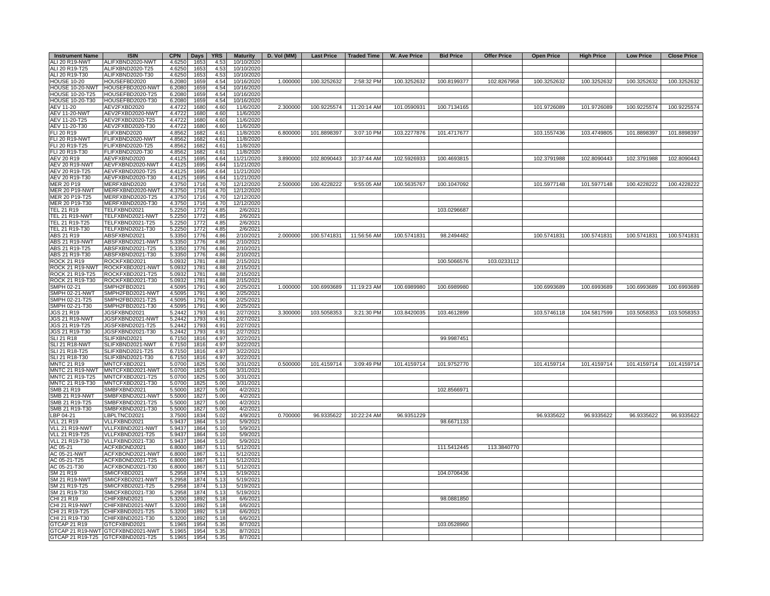| Instrument Name | ISIN | CPN | Days | YRS | Maturity | D. Vol (MM) | Last Price | Traded Time | W. Ave Price | Bid Price | Offer Price | Open Price | High Price | Low Price | Close Price |
|---|---|---|---|---|---|---|---|---|---|---|---|---|---|---|---|
| ALI 20 R19-NWT | ALIFXBND2020-NWT | 4.6250 | 1653 | 4.53 | 10/10/2020 | | | | | | | | | | |
| ALI 20 R19-T25 | ALIFXBND2020-T25 | 4.6250 | 1653 | 4.53 | 10/10/2020 | | | | | | | | | | |
| ALI 20 R19-T30 | ALIFXBND2020-T30 | 4.6250 | 1653 | 4.53 | 10/10/2020 | | | | | | | | | | |
| HOUSE 10-20 | HOUSEFBD2020 | 6.2080 | 1659 | 4.54 | 10/16/2020 | 1.000000 | 100.3252632 | 2:58:32 PM | 100.3252632 | 100.8199377 | 102.8267958 | 100.3252632 | 100.3252632 | 100.3252632 | 100.3252632 |
| HOUSE 10-20-NWT | HOUSEFBD2020-NWT | 6.2080 | 1659 | 4.54 | 10/16/2020 | | | | | | | | | | |
| HOUSE 10-20-T25 | HOUSEFBD2020-T25 | 6.2080 | 1659 | 4.54 | 10/16/2020 | | | | | | | | | | |
| HOUSE 10-20-T30 | HOUSEFBD2020-T30 | 6.2080 | 1659 | 4.54 | 10/16/2020 | | | | | | | | | | |
| AEV 11-20 | AEV2FXBD2020 | 4.4722 | 1680 | 4.60 | 11/6/2020 | 2.300000 | 100.9225574 | 11:20:14 AM | 101.0590931 | 100.7134165 | | 101.9726089 | 101.9726089 | 100.9225574 | 100.9225574 |
| AEV 11-20-NWT | AEV2FXBD2020-NWT | 4.4722 | 1680 | 4.60 | 11/6/2020 | | | | | | | | | | |
| AEV 11-20-T25 | AEV2FXBD2020-T25 | 4.4722 | 1680 | 4.60 | 11/6/2020 | | | | | | | | | | |
| AEV 11-20-T30 | AEV2FXBD2020-T30 | 4.4722 | 1680 | 4.60 | 11/6/2020 | | | | | | | | | | |
| FLI 20 R19 | FLIFXBND2020 | 4.8562 | 1682 | 4.61 | 11/8/2020 | 6.800000 | 101.8898397 | 3:07:10 PM | 103.2277876 | 101.4717677 | | 103.1557436 | 103.4749805 | 101.8898397 | 101.8898397 |
| FLI 20 R19-NWT | FLIFXBND2020-NWT | 4.8562 | 1682 | 4.61 | 11/8/2020 | | | | | | | | | | |
| FLI 20 R19-T25 | FLIFXBND2020-T25 | 4.8562 | 1682 | 4.61 | 11/8/2020 | | | | | | | | | | |
| FLI 20 R19-T30 | FLIFXBND2020-T30 | 4.8562 | 1682 | 4.61 | 11/8/2020 | | | | | | | | | | |
| AEV 20 R19 | AEVFXBND2020 | 4.4125 | 1695 | 4.64 | 11/21/2020 | 3.890000 | 102.8090443 | 10:37:44 AM | 102.5926933 | 100.4693815 | | 102.3791988 | 102.8090443 | 102.3791988 | 102.8090443 |
| AEV 20 R19-NWT | AEVFXBND2020-NWT | 4.4125 | 1695 | 4.64 | 11/21/2020 | | | | | | | | | | |
| AEV 20 R19-T25 | AEVFXBND2020-T25 | 4.4125 | 1695 | 4.64 | 11/21/2020 | | | | | | | | | | |
| AEV 20 R19-T30 | AEVFXBND2020-T30 | 4.4125 | 1695 | 4.64 | 11/21/2020 | | | | | | | | | | |
| MER 20 P19 | MERFXBND2020 | 4.3750 | 1716 | 4.70 | 12/12/2020 | 2.500000 | 100.4228222 | 9:55:05 AM | 100.5635767 | 100.1047092 | | 101.5977148 | 101.5977148 | 100.4228222 | 100.4228222 |
| MER 20 P19-NWT | MERFXBND2020-NWT | 4.3750 | 1716 | 4.70 | 12/12/2020 | | | | | | | | | | |
| MER 20 P19-T25 | MERFXBND2020-T25 | 4.3750 | 1716 | 4.70 | 12/12/2020 | | | | | | | | | | |
| MER 20 P19-T30 | MERFXBND2020-T30 | 4.3750 | 1716 | 4.70 | 12/12/2020 | | | | | | | | | | |
| TEL 21 R19 | TELFXBND2021 | 5.2250 | 1772 | 4.85 | 2/6/2021 | | | | | 103.0296687 | | | | | |
| TEL 21 R19-NWT | TELFXBND2021-NWT | 5.2250 | 1772 | 4.85 | 2/6/2021 | | | | | | | | | | |
| TEL 21 R19-T25 | TELFXBND2021-T25 | 5.2250 | 1772 | 4.85 | 2/6/2021 | | | | | | | | | | |
| TEL 21 R19-T30 | TELFXBND2021-T30 | 5.2250 | 1772 | 4.85 | 2/6/2021 | | | | | | | | | | |
| ABS 21 R19 | ABSFXBND2021 | 5.3350 | 1776 | 4.86 | 2/10/2021 | 2.000000 | 100.5741831 | 11:56:56 AM | 100.5741831 | 98.2494482 | | 100.5741831 | 100.5741831 | 100.5741831 | 100.5741831 |
| ABS 21 R19-NWT | ABSFXBND2021-NWT | 5.3350 | 1776 | 4.86 | 2/10/2021 | | | | | | | | | | |
| ABS 21 R19-T25 | ABSFXBND2021-T25 | 5.3350 | 1776 | 4.86 | 2/10/2021 | | | | | | | | | | |
| ABS 21 R19-T30 | ABSFXBND2021-T30 | 5.3350 | 1776 | 4.86 | 2/10/2021 | | | | | | | | | | |
| ROCK 21 R19 | ROCKFXBD2021 | 5.0932 | 1781 | 4.88 | 2/15/2021 | | | | | 100.5066576 | 103.0233112 | | | | |
| ROCK 21 R19-NWT | ROCKFXBD2021-NWT | 5.0932 | 1781 | 4.88 | 2/15/2021 | | | | | | | | | | |
| ROCK 21 R19-T25 | ROCKFXBD2021-T25 | 5.0932 | 1781 | 4.88 | 2/15/2021 | | | | | | | | | | |
| ROCK 21 R19-T30 | ROCKFXBD2021-T30 | 5.0932 | 1781 | 4.88 | 2/15/2021 | | | | | | | | | | |
| SMPH 02-21 | SMPH2FBD2021 | 4.5095 | 1791 | 4.90 | 2/25/2021 | 1.000000 | 100.6993689 | 11:19:23 AM | 100.6989980 | 100.6989980 | | 100.6993689 | 100.6993689 | 100.6993689 | 100.6993689 |
| SMPH 02-21-NWT | SMPH2FBD2021-NWT | 4.5095 | 1791 | 4.90 | 2/25/2021 | | | | | | | | | | |
| SMPH 02-21-T25 | SMPH2FBD2021-T25 | 4.5095 | 1791 | 4.90 | 2/25/2021 | | | | | | | | | | |
| SMPH 02-21-T30 | SMPH2FBD2021-T30 | 4.5095 | 1791 | 4.90 | 2/25/2021 | | | | | | | | | | |
| JGS 21 R19 | JGSFXBND2021 | 5.2442 | 1793 | 4.91 | 2/27/2021 | 3.300000 | 103.5058353 | 3:21:30 PM | 103.8420035 | 103.4612899 | | 103.5746118 | 104.5817599 | 103.5058353 | 103.5058353 |
| JGS 21 R19-NWT | JGSFXBND2021-NWT | 5.2442 | 1793 | 4.91 | 2/27/2021 | | | | | | | | | | |
| JGS 21 R19-T25 | JGSFXBND2021-T25 | 5.2442 | 1793 | 4.91 | 2/27/2021 | | | | | | | | | | |
| JGS 21 R19-T30 | JGSFXBND2021-T30 | 5.2442 | 1793 | 4.91 | 2/27/2021 | | | | | | | | | | |
| SLI 21 R18 | SLIFXBND2021 | 6.7150 | 1816 | 4.97 | 3/22/2021 | | | | | 99.9987451 | | | | | |
| SLI 21 R18-NWT | SLIFXBND2021-NWT | 6.7150 | 1816 | 4.97 | 3/22/2021 | | | | | | | | | | |
| SLI 21 R18-T25 | SLIFXBND2021-T25 | 6.7150 | 1816 | 4.97 | 3/22/2021 | | | | | | | | | | |
| SLI 21 R18-T30 | SLIFXBND2021-T30 | 6.7150 | 1816 | 4.97 | 3/22/2021 | | | | | | | | | | |
| MNTC 21 R19 | MNTCFXBD2021 | 5.0700 | 1825 | 5.00 | 3/31/2021 | 0.500000 | 101.4159714 | 3:09:49 PM | 101.4159714 | 101.9752770 | | 101.4159714 | 101.4159714 | 101.4159714 | 101.4159714 |
| MNTC 21 R19-NWT | MNTCFXBD2021-NWT | 5.0700 | 1825 | 5.00 | 3/31/2021 | | | | | | | | | | |
| MNTC 21 R19-T25 | MNTCFXBD2021-T25 | 5.0700 | 1825 | 5.00 | 3/31/2021 | | | | | | | | | | |
| MNTC 21 R19-T30 | MNTCFXBD2021-T30 | 5.0700 | 1825 | 5.00 | 3/31/2021 | | | | | | | | | | |
| SMB 21 R19 | SMBFXBND2021 | 5.5000 | 1827 | 5.00 | 4/2/2021 | | | | | 102.8566971 | | | | | |
| SMB 21 R19-NWT | SMBFXBND2021-NWT | 5.5000 | 1827 | 5.00 | 4/2/2021 | | | | | | | | | | |
| SMB 21 R19-T25 | SMBFXBND2021-T25 | 5.5000 | 1827 | 5.00 | 4/2/2021 | | | | | | | | | | |
| SMB 21 R19-T30 | SMBFXBND2021-T30 | 5.5000 | 1827 | 5.00 | 4/2/2021 | | | | | | | | | | |
| LBP 04-21 | LBPLTNCD2021 | 3.7500 | 1834 | 5.02 | 4/9/2021 | 0.700000 | 96.9335622 | 10:22:24 AM | 96.9351229 | | | 96.9335622 | 96.9335622 | 96.9335622 | 96.9335622 |
| VLL 21 R19 | VLLFXBND2021 | 5.9437 | 1864 | 5.10 | 5/9/2021 | | | | | 98.6671133 | | | | | |
| VLL 21 R19-NWT | VLLFXBND2021-NWT | 5.9437 | 1864 | 5.10 | 5/9/2021 | | | | | | | | | | |
| VLL 21 R19-T25 | VLLFXBND2021-T25 | 5.9437 | 1864 | 5.10 | 5/9/2021 | | | | | | | | | | |
| VLL 21 R19-T30 | VLLFXBND2021-T30 | 5.9437 | 1864 | 5.10 | 5/9/2021 | | | | | | | | | | |
| AC 05-21 | ACFXBOND2021 | 6.8000 | 1867 | 5.11 | 5/12/2021 | | | | | 111.5412445 | 113.3840770 | | | | |
| AC 05-21-NWT | ACFXBOND2021-NWT | 6.8000 | 1867 | 5.11 | 5/12/2021 | | | | | | | | | | |
| AC 05-21-T25 | ACFXBOND2021-T25 | 6.8000 | 1867 | 5.11 | 5/12/2021 | | | | | | | | | | |
| AC 05-21-T30 | ACFXBOND2021-T30 | 6.8000 | 1867 | 5.11 | 5/12/2021 | | | | | | | | | | |
| SM 21 R19 | SMICFXBD2021 | 5.2958 | 1874 | 5.13 | 5/19/2021 | | | | | 104.0706436 | | | | | |
| SM 21 R19-NWT | SMICFXBD2021-NWT | 5.2958 | 1874 | 5.13 | 5/19/2021 | | | | | | | | | | |
| SM 21 R19-T25 | SMICFXBD2021-T25 | 5.2958 | 1874 | 5.13 | 5/19/2021 | | | | | | | | | | |
| SM 21 R19-T30 | SMICFXBD2021-T30 | 5.2958 | 1874 | 5.13 | 5/19/2021 | | | | | | | | | | |
| CHI 21 R19 | CHIFXBND2021 | 5.3200 | 1892 | 5.18 | 6/6/2021 | | | | | 98.0881850 | | | | | |
| CHI 21 R19-NWT | CHIFXBND2021-NWT | 5.3200 | 1892 | 5.18 | 6/6/2021 | | | | | | | | | | |
| CHI 21 R19-T25 | CHIFXBND2021-T25 | 5.3200 | 1892 | 5.18 | 6/6/2021 | | | | | | | | | | |
| CHI 21 R19-T30 | CHIFXBND2021-T30 | 5.3200 | 1892 | 5.18 | 6/6/2021 | | | | | | | | | | |
| GTCAP 21 R19 | GTCFXBND2021 | 5.1965 | 1954 | 5.35 | 8/7/2021 | | | | | 103.0528960 | | | | | |
| GTCAP 21 R19-NWT | GTCFXBND2021-NWT | 5.1965 | 1954 | 5.35 | 8/7/2021 | | | | | | | | | | |
| GTCAP 21 R19-T25 | GTCFXBND2021-T25 | 5.1965 | 1954 | 5.35 | 8/7/2021 | | | | | | | | | | |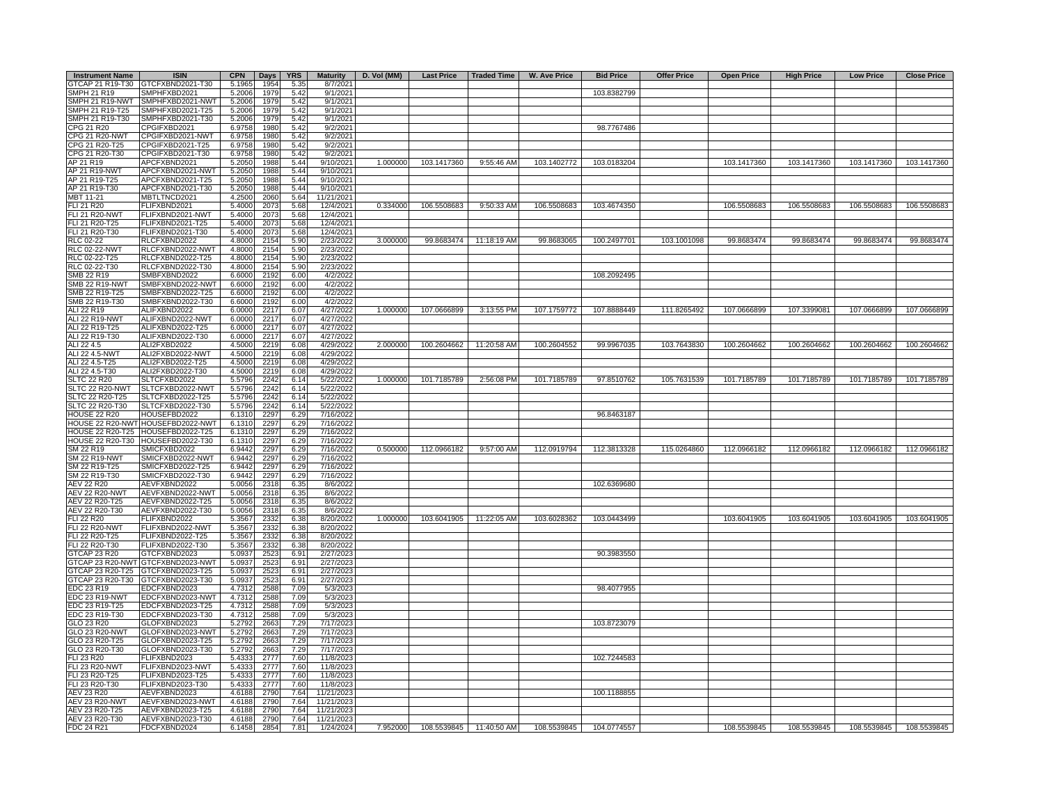| Instrument Name | ISIN | CPN | Days | YRS | Maturity | D. Vol (MM) | Last Price | Traded Time | W. Ave Price | Bid Price | Offer Price | Open Price | High Price | Low Price | Close Price |
|---|---|---|---|---|---|---|---|---|---|---|---|---|---|---|---|
| GTCAP 21 R19-T30 | GTCFXBND2021-T30 | 5.1965 | 1954 | 5.35 | 8/7/2021 | | | | | | | | | | |
| SMPH 21 R19 | SMPHFXBD2021 | 5.2006 | 1979 | 5.42 | 9/1/2021 | | | | | 103.8382799 | | | | | |
| SMPH 21 R19-NWT | SMPHFXBD2021-NWT | 5.2006 | 1979 | 5.42 | 9/1/2021 | | | | | | | | | | |
| SMPH 21 R19-T25 | SMPHFXBD2021-T25 | 5.2006 | 1979 | 5.42 | 9/1/2021 | | | | | | | | | | |
| SMPH 21 R19-T30 | SMPHFXBD2021-T30 | 5.2006 | 1979 | 5.42 | 9/1/2021 | | | | | | | | | | |
| CPG 21 R20 | CPGIFXBD2021 | 6.9758 | 1980 | 5.42 | 9/2/2021 | | | | | 98.7767486 | | | | | |
| CPG 21 R20-NWT | CPGIFXBD2021-NWT | 6.9758 | 1980 | 5.42 | 9/2/2021 | | | | | | | | | | |
| CPG 21 R20-T25 | CPGIFXBD2021-T25 | 6.9758 | 1980 | 5.42 | 9/2/2021 | | | | | | | | | | |
| CPG 21 R20-T30 | CPGIFXBD2021-T30 | 6.9758 | 1980 | 5.42 | 9/2/2021 | | | | | | | | | | |
| AP 21 R19 | APCFXBND2021 | 5.2050 | 1988 | 5.44 | 9/10/2021 | 1.000000 | 103.1417360 | 9:55:46 AM | 103.1402772 | 103.0183204 | | 103.1417360 | 103.1417360 | 103.1417360 | 103.1417360 |
| AP 21 R19-NWT | APCFXBND2021-NWT | 5.2050 | 1988 | 5.44 | 9/10/2021 | | | | | | | | | | |
| AP 21 R19-T25 | APCFXBND2021-T25 | 5.2050 | 1988 | 5.44 | 9/10/2021 | | | | | | | | | | |
| AP 21 R19-T30 | APCFXBND2021-T30 | 5.2050 | 1988 | 5.44 | 9/10/2021 | | | | | | | | | | |
| MBT 11-21 | MBTLTNCD2021 | 4.2500 | 2060 | 5.64 | 11/21/2021 | | | | | | | | | | |
| FLI 21 R20 | FLIFXBND2021 | 5.4000 | 2073 | 5.68 | 12/4/2021 | 0.334000 | 106.5508683 | 9:50:33 AM | 106.5508683 | 103.4674350 | | 106.5508683 | 106.5508683 | 106.5508683 | 106.5508683 |
| FLI 21 R20-NWT | FLIFXBND2021-NWT | 5.4000 | 2073 | 5.68 | 12/4/2021 | | | | | | | | | | |
| FLI 21 R20-T25 | FLIFXBND2021-T25 | 5.4000 | 2073 | 5.68 | 12/4/2021 | | | | | | | | | | |
| FLI 21 R20-T30 | FLIFXBND2021-T30 | 5.4000 | 2073 | 5.68 | 12/4/2021 | | | | | | | | | | |
| RLC 02-22 | RLCFXBND2022 | 4.8000 | 2154 | 5.90 | 2/23/2022 | 3.000000 | 99.8683474 | 11:18:19 AM | 99.8683065 | 100.2497701 | 103.1001098 | 99.8683474 | 99.8683474 | 99.8683474 | 99.8683474 |
| RLC 02-22-NWT | RLCFXBND2022-NWT | 4.8000 | 2154 | 5.90 | 2/23/2022 | | | | | | | | | | |
| RLC 02-22-T25 | RLCFXBND2022-T25 | 4.8000 | 2154 | 5.90 | 2/23/2022 | | | | | | | | | | |
| RLC 02-22-T30 | RLCFXBND2022-T30 | 4.8000 | 2154 | 5.90 | 2/23/2022 | | | | | | | | | | |
| SMB 22 R19 | SMBFXBND2022 | 6.6000 | 2192 | 6.00 | 4/2/2022 | | | | | 108.2092495 | | | | | |
| SMB 22 R19-NWT | SMBFXBND2022-NWT | 6.6000 | 2192 | 6.00 | 4/2/2022 | | | | | | | | | | |
| SMB 22 R19-T25 | SMBFXBND2022-T25 | 6.6000 | 2192 | 6.00 | 4/2/2022 | | | | | | | | | | |
| SMB 22 R19-T30 | SMBFXBND2022-T30 | 6.6000 | 2192 | 6.00 | 4/2/2022 | | | | | | | | | | |
| ALI 22 R19 | ALIFXBND2022 | 6.0000 | 2217 | 6.07 | 4/27/2022 | 1.000000 | 107.0666899 | 3:13:55 PM | 107.1759772 | 107.8888449 | 111.8265492 | 107.0666899 | 107.3399081 | 107.0666899 | 107.0666899 |
| ALI 22 R19-NWT | ALIFXBND2022-NWT | 6.0000 | 2217 | 6.07 | 4/27/2022 | | | | | | | | | | |
| ALI 22 R19-T25 | ALIFXBND2022-T25 | 6.0000 | 2217 | 6.07 | 4/27/2022 | | | | | | | | | | |
| ALI 22 R19-T30 | ALIFXBND2022-T30 | 6.0000 | 2217 | 6.07 | 4/27/2022 | | | | | | | | | | |
| ALI 22 4.5 | ALI2FXBD2022 | 4.5000 | 2219 | 6.08 | 4/29/2022 | 2.000000 | 100.2604662 | 11:20:58 AM | 100.2604552 | 99.9967035 | 103.7643830 | 100.2604662 | 100.2604662 | 100.2604662 | 100.2604662 |
| ALI 22 4.5-NWT | ALI2FXBD2022-NWT | 4.5000 | 2219 | 6.08 | 4/29/2022 | | | | | | | | | | |
| ALI 22 4.5-T25 | ALI2FXBD2022-T25 | 4.5000 | 2219 | 6.08 | 4/29/2022 | | | | | | | | | | |
| ALI 22 4.5-T30 | ALI2FXBD2022-T30 | 4.5000 | 2219 | 6.08 | 4/29/2022 | | | | | | | | | | |
| SLTC 22 R20 | SLTCFXBD2022 | 5.5796 | 2242 | 6.14 | 5/22/2022 | 1.000000 | 101.7185789 | 2:56:08 PM | 101.7185789 | 97.8510762 | 105.7631539 | 101.7185789 | 101.7185789 | 101.7185789 | 101.7185789 |
| SLTC 22 R20-NWT | SLTCFXBD2022-NWT | 5.5796 | 2242 | 6.14 | 5/22/2022 | | | | | | | | | | |
| SLTC 22 R20-T25 | SLTCFXBD2022-T25 | 5.5796 | 2242 | 6.14 | 5/22/2022 | | | | | | | | | | |
| SLTC 22 R20-T30 | SLTCFXBD2022-T30 | 5.5796 | 2242 | 6.14 | 5/22/2022 | | | | | | | | | | |
| HOUSE 22 R20 | HOUSEFBD2022 | 6.1310 | 2297 | 6.29 | 7/16/2022 | | | | | 96.8463187 | | | | | |
| HOUSE 22 R20-NWT | HOUSEFBD2022-NWT | 6.1310 | 2297 | 6.29 | 7/16/2022 | | | | | | | | | | |
| HOUSE 22 R20-T25 | HOUSEFBD2022-T25 | 6.1310 | 2297 | 6.29 | 7/16/2022 | | | | | | | | | | |
| HOUSE 22 R20-T30 | HOUSEFBD2022-T30 | 6.1310 | 2297 | 6.29 | 7/16/2022 | | | | | | | | | | |
| SM 22 R19 | SMICFXBD2022 | 6.9442 | 2297 | 6.29 | 7/16/2022 | 0.500000 | 112.0966182 | 9:57:00 AM | 112.0919794 | 112.3813328 | 115.0264860 | 112.0966182 | 112.0966182 | 112.0966182 | 112.0966182 |
| SM 22 R19-NWT | SMICFXBD2022-NWT | 6.9442 | 2297 | 6.29 | 7/16/2022 | | | | | | | | | | |
| SM 22 R19-T25 | SMICFXBD2022-T25 | 6.9442 | 2297 | 6.29 | 7/16/2022 | | | | | | | | | | |
| SM 22 R19-T30 | SMICFXBD2022-T30 | 6.9442 | 2297 | 6.29 | 7/16/2022 | | | | | | | | | | |
| AEV 22 R20 | AEVFXBND2022 | 5.0056 | 2318 | 6.35 | 8/6/2022 | | | | | 102.6369680 | | | | | |
| AEV 22 R20-NWT | AEVFXBND2022-NWT | 5.0056 | 2318 | 6.35 | 8/6/2022 | | | | | | | | | | |
| AEV 22 R20-T25 | AEVFXBND2022-T25 | 5.0056 | 2318 | 6.35 | 8/6/2022 | | | | | | | | | | |
| AEV 22 R20-T30 | AEVFXBND2022-T30 | 5.0056 | 2318 | 6.35 | 8/6/2022 | | | | | | | | | | |
| FLI 22 R20 | FLIFXBND2022 | 5.3567 | 2332 | 6.38 | 8/20/2022 | 1.000000 | 103.6041905 | 11:22:05 AM | 103.6028362 | 103.0443499 | | 103.6041905 | 103.6041905 | 103.6041905 | 103.6041905 |
| FLI 22 R20-NWT | FLIFXBND2022-NWT | 5.3567 | 2332 | 6.38 | 8/20/2022 | | | | | | | | | | |
| FLI 22 R20-T25 | FLIFXBND2022-T25 | 5.3567 | 2332 | 6.38 | 8/20/2022 | | | | | | | | | | |
| FLI 22 R20-T30 | FLIFXBND2022-T30 | 5.3567 | 2332 | 6.38 | 8/20/2022 | | | | | | | | | | |
| GTCAP 23 R20 | GTCFXBND2023 | 5.0937 | 2523 | 6.91 | 2/27/2023 | | | | | 90.3983550 | | | | | |
| GTCAP 23 R20-NWT | GTCFXBND2023-NWT | 5.0937 | 2523 | 6.91 | 2/27/2023 | | | | | | | | | | |
| GTCAP 23 R20-T25 | GTCFXBND2023-T25 | 5.0937 | 2523 | 6.91 | 2/27/2023 | | | | | | | | | | |
| GTCAP 23 R20-T30 | GTCFXBND2023-T30 | 5.0937 | 2523 | 6.91 | 2/27/2023 | | | | | | | | | | |
| EDC 23 R19 | EDCFXBND2023 | 4.7312 | 2588 | 7.09 | 5/3/2023 | | | | | 98.4077955 | | | | | |
| EDC 23 R19-NWT | EDCFXBND2023-NWT | 4.7312 | 2588 | 7.09 | 5/3/2023 | | | | | | | | | | |
| EDC 23 R19-T25 | EDCFXBND2023-T25 | 4.7312 | 2588 | 7.09 | 5/3/2023 | | | | | | | | | | |
| EDC 23 R19-T30 | EDCFXBND2023-T30 | 4.7312 | 2588 | 7.09 | 5/3/2023 | | | | | | | | | | |
| GLO 23 R20 | GLOFXBND2023 | 5.2792 | 2663 | 7.29 | 7/17/2023 | | | | | 103.8723079 | | | | | |
| GLO 23 R20-NWT | GLOFXBND2023-NWT | 5.2792 | 2663 | 7.29 | 7/17/2023 | | | | | | | | | | |
| GLO 23 R20-T25 | GLOFXBND2023-T25 | 5.2792 | 2663 | 7.29 | 7/17/2023 | | | | | | | | | | |
| GLO 23 R20-T30 | GLOFXBND2023-T30 | 5.2792 | 2663 | 7.29 | 7/17/2023 | | | | | | | | | | |
| FLI 23 R20 | FLIFXBND2023 | 5.4333 | 2777 | 7.60 | 11/8/2023 | | | | | 102.7244583 | | | | | |
| FLI 23 R20-NWT | FLIFXBND2023-NWT | 5.4333 | 2777 | 7.60 | 11/8/2023 | | | | | | | | | | |
| FLI 23 R20-T25 | FLIFXBND2023-T25 | 5.4333 | 2777 | 7.60 | 11/8/2023 | | | | | | | | | | |
| FLI 23 R20-T30 | FLIFXBND2023-T30 | 5.4333 | 2777 | 7.60 | 11/8/2023 | | | | | | | | | | |
| AEV 23 R20 | AEVFXBND2023 | 4.6188 | 2790 | 7.64 | 11/21/2023 | | | | | 100.1188855 | | | | | |
| AEV 23 R20-NWT | AEVFXBND2023-NWT | 4.6188 | 2790 | 7.64 | 11/21/2023 | | | | | | | | | | |
| AEV 23 R20-T25 | AEVFXBND2023-T25 | 4.6188 | 2790 | 7.64 | 11/21/2023 | | | | | | | | | | |
| AEV 23 R20-T30 | AEVFXBND2023-T30 | 4.6188 | 2790 | 7.64 | 11/21/2023 | | | | | | | | | | |
| FDC 24 R21 | FDCFXBND2024 | 6.1458 | 2854 | 7.81 | 1/24/2024 | 7.952000 | 108.5539845 | 11:40:50 AM | 108.5539845 | 104.0774557 | | 108.5539845 | 108.5539845 | 108.5539845 | 108.5539845 |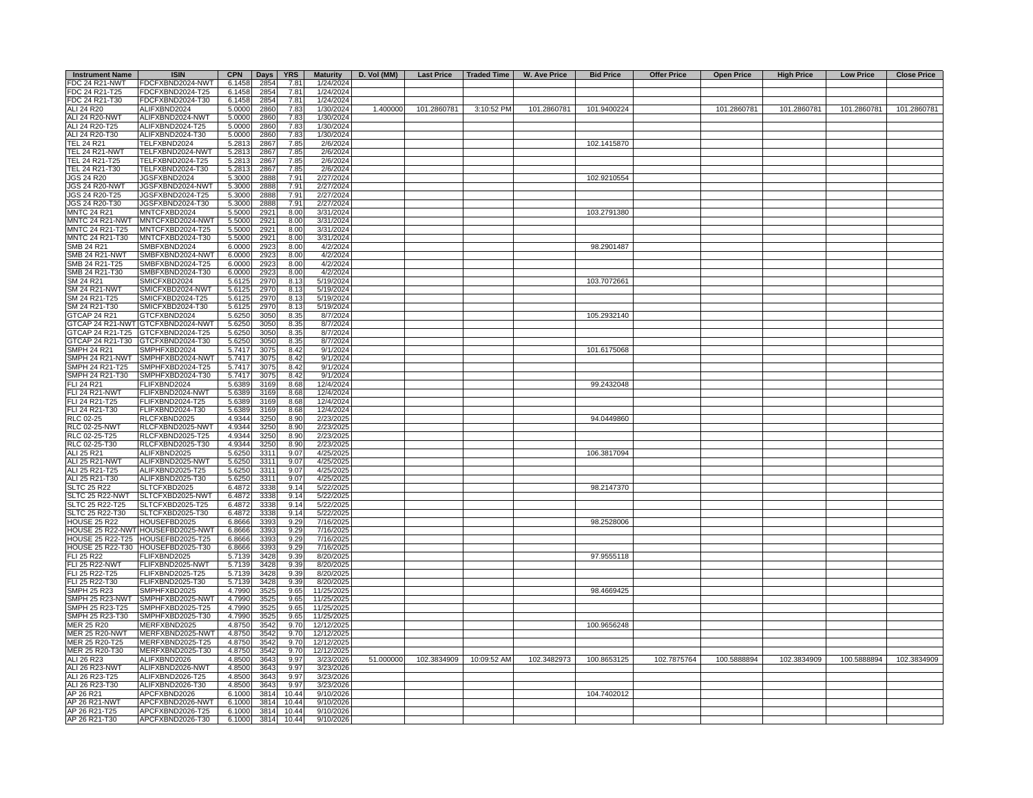| Instrument Name | ISIN | CPN | Days | YRS | Maturity | D. Vol (MM) | Last Price | Traded Time | W. Ave Price | Bid Price | Offer Price | Open Price | High Price | Low Price | Close Price |
|---|---|---|---|---|---|---|---|---|---|---|---|---|---|---|---|
| FDC 24 R21-NWT | FDCFXBND2024-NWT | 6.1458 | 2854 | 7.81 | 1/24/2024 | | | | | | | | | | |
| FDC 24 R21-T25 | FDCFXBND2024-T25 | 6.1458 | 2854 | 7.81 | 1/24/2024 | | | | | | | | | | |
| FDC 24 R21-T30 | FDCFXBND2024-T30 | 6.1458 | 2854 | 7.81 | 1/24/2024 | | | | | | | | | | |
| ALI 24 R20 | ALIFXBND2024 | 5.0000 | 2860 | 7.83 | 1/30/2024 | 1.400000 | 101.2860781 | 3:10:52 PM | 101.2860781 | 101.9400224 | | 101.2860781 | 101.2860781 | 101.2860781 | 101.2860781 |
| ALI 24 R20-NWT | ALIFXBND2024-NWT | 5.0000 | 2860 | 7.83 | 1/30/2024 | | | | | | | | | | |
| ALI 24 R20-T25 | ALIFXBND2024-T25 | 5.0000 | 2860 | 7.83 | 1/30/2024 | | | | | | | | | | |
| ALI 24 R20-T30 | ALIFXBND2024-T30 | 5.0000 | 2860 | 7.83 | 1/30/2024 | | | | | | | | | | |
| TEL 24 R21 | TELFXBND2024 | 5.2813 | 2867 | 7.85 | 2/6/2024 | | | | | 102.1415870 | | | | | |
| TEL 24 R21-NWT | TELFXBND2024-NWT | 5.2813 | 2867 | 7.85 | 2/6/2024 | | | | | | | | | | |
| TEL 24 R21-T25 | TELFXBND2024-T25 | 5.2813 | 2867 | 7.85 | 2/6/2024 | | | | | | | | | | |
| TEL 24 R21-T30 | TELFXBND2024-T30 | 5.2813 | 2867 | 7.85 | 2/6/2024 | | | | | | | | | | |
| JGS 24 R20 | JGSFXBND2024 | 5.3000 | 2888 | 7.91 | 2/27/2024 | | | | | 102.9210554 | | | | | |
| JGS 24 R20-NWT | JGSFXBND2024-NWT | 5.3000 | 2888 | 7.91 | 2/27/2024 | | | | | | | | | | |
| JGS 24 R20-T25 | JGSFXBND2024-T25 | 5.3000 | 2888 | 7.91 | 2/27/2024 | | | | | | | | | | |
| JGS 24 R20-T30 | JGSFXBND2024-T30 | 5.3000 | 2888 | 7.91 | 2/27/2024 | | | | | | | | | | |
| MNTC 24 R21 | MNTCFXBD2024 | 5.5000 | 2921 | 8.00 | 3/31/2024 | | | | | 103.2791380 | | | | | |
| MNTC 24 R21-NWT | MNTCFXBD2024-NWT | 5.5000 | 2921 | 8.00 | 3/31/2024 | | | | | | | | | | |
| MNTC 24 R21-T25 | MNTCFXBD2024-T25 | 5.5000 | 2921 | 8.00 | 3/31/2024 | | | | | | | | | | |
| MNTC 24 R21-T30 | MNTCFXBD2024-T30 | 5.5000 | 2921 | 8.00 | 3/31/2024 | | | | | | | | | | |
| SMB 24 R21 | SMBFXBND2024 | 6.0000 | 2923 | 8.00 | 4/2/2024 | | | | | 98.2901487 | | | | | |
| SMB 24 R21-NWT | SMBFXBND2024-NWT | 6.0000 | 2923 | 8.00 | 4/2/2024 | | | | | | | | | | |
| SMB 24 R21-T25 | SMBFXBND2024-T25 | 6.0000 | 2923 | 8.00 | 4/2/2024 | | | | | | | | | | |
| SMB 24 R21-T30 | SMBFXBND2024-T30 | 6.0000 | 2923 | 8.00 | 4/2/2024 | | | | | | | | | | |
| SM 24 R21 | SMICFXBD2024 | 5.6125 | 2970 | 8.13 | 5/19/2024 | | | | | 103.7072661 | | | | | |
| SM 24 R21-NWT | SMICFXBD2024-NWT | 5.6125 | 2970 | 8.13 | 5/19/2024 | | | | | | | | | | |
| SM 24 R21-T25 | SMICFXBD2024-T25 | 5.6125 | 2970 | 8.13 | 5/19/2024 | | | | | | | | | | |
| SM 24 R21-T30 | SMICFXBD2024-T30 | 5.6125 | 2970 | 8.13 | 5/19/2024 | | | | | | | | | | |
| GTCAP 24 R21 | GTCFXBND2024 | 5.6250 | 3050 | 8.35 | 8/7/2024 | | | | | 105.2932140 | | | | | |
| GTCAP 24 R21-NWT | GTCFXBND2024-NWT | 5.6250 | 3050 | 8.35 | 8/7/2024 | | | | | | | | | | |
| GTCAP 24 R21-T25 | GTCFXBND2024-T25 | 5.6250 | 3050 | 8.35 | 8/7/2024 | | | | | | | | | | |
| GTCAP 24 R21-T30 | GTCFXBND2024-T30 | 5.6250 | 3050 | 8.35 | 8/7/2024 | | | | | | | | | | |
| SMPH 24 R21 | SMPHFXBD2024 | 5.7417 | 3075 | 8.42 | 9/1/2024 | | | | | 101.6175068 | | | | | |
| SMPH 24 R21-NWT | SMPHFXBD2024-NWT | 5.7417 | 3075 | 8.42 | 9/1/2024 | | | | | | | | | | |
| SMPH 24 R21-T25 | SMPHFXBD2024-T25 | 5.7417 | 3075 | 8.42 | 9/1/2024 | | | | | | | | | | |
| SMPH 24 R21-T30 | SMPHFXBD2024-T30 | 5.7417 | 3075 | 8.42 | 9/1/2024 | | | | | | | | | | |
| FLI 24 R21 | FLIFXBND2024 | 5.6389 | 3169 | 8.68 | 12/4/2024 | | | | | 99.2432048 | | | | | |
| FLI 24 R21-NWT | FLIFXBND2024-NWT | 5.6389 | 3169 | 8.68 | 12/4/2024 | | | | | | | | | | |
| FLI 24 R21-T25 | FLIFXBND2024-T25 | 5.6389 | 3169 | 8.68 | 12/4/2024 | | | | | | | | | | |
| FLI 24 R21-T30 | FLIFXBND2024-T30 | 5.6389 | 3169 | 8.68 | 12/4/2024 | | | | | | | | | | |
| RLC 02-25 | RLCFXBND2025 | 4.9344 | 3250 | 8.90 | 2/23/2025 | | | | | 94.0449860 | | | | | |
| RLC 02-25-NWT | RLCFXBND2025-NWT | 4.9344 | 3250 | 8.90 | 2/23/2025 | | | | | | | | | | |
| RLC 02-25-T25 | RLCFXBND2025-T25 | 4.9344 | 3250 | 8.90 | 2/23/2025 | | | | | | | | | | |
| RLC 02-25-T30 | RLCFXBND2025-T30 | 4.9344 | 3250 | 8.90 | 2/23/2025 | | | | | | | | | | |
| ALI 25 R21 | ALIFXBND2025 | 5.6250 | 3311 | 9.07 | 4/25/2025 | | | | | 106.3817094 | | | | | |
| ALI 25 R21-NWT | ALIFXBND2025-NWT | 5.6250 | 3311 | 9.07 | 4/25/2025 | | | | | | | | | | |
| ALI 25 R21-T25 | ALIFXBND2025-T25 | 5.6250 | 3311 | 9.07 | 4/25/2025 | | | | | | | | | | |
| ALI 25 R21-T30 | ALIFXBND2025-T30 | 5.6250 | 3311 | 9.07 | 4/25/2025 | | | | | | | | | | |
| SLTC 25 R22 | SLTCFXBD2025 | 6.4872 | 3338 | 9.14 | 5/22/2025 | | | | | 98.2147370 | | | | | |
| SLTC 25 R22-NWT | SLTCFXBD2025-NWT | 6.4872 | 3338 | 9.14 | 5/22/2025 | | | | | | | | | | |
| SLTC 25 R22-T25 | SLTCFXBD2025-T25 | 6.4872 | 3338 | 9.14 | 5/22/2025 | | | | | | | | | | |
| SLTC 25 R22-T30 | SLTCFXBD2025-T30 | 6.4872 | 3338 | 9.14 | 5/22/2025 | | | | | | | | | | |
| HOUSE 25 R22 | HOUSEFBD2025 | 6.8666 | 3393 | 9.29 | 7/16/2025 | | | | | 98.2528006 | | | | | |
| HOUSE 25 R22-NWT | HOUSEFBD2025-NWT | 6.8666 | 3393 | 9.29 | 7/16/2025 | | | | | | | | | | |
| HOUSE 25 R22-T25 | HOUSEFBD2025-T25 | 6.8666 | 3393 | 9.29 | 7/16/2025 | | | | | | | | | | |
| HOUSE 25 R22-T30 | HOUSEFBD2025-T30 | 6.8666 | 3393 | 9.29 | 7/16/2025 | | | | | | | | | | |
| FLI 25 R22 | FLIFXBND2025 | 5.7139 | 3428 | 9.39 | 8/20/2025 | | | | | 97.9555118 | | | | | |
| FLI 25 R22-NWT | FLIFXBND2025-NWT | 5.7139 | 3428 | 9.39 | 8/20/2025 | | | | | | | | | | |
| FLI 25 R22-T25 | FLIFXBND2025-T25 | 5.7139 | 3428 | 9.39 | 8/20/2025 | | | | | | | | | | |
| FLI 25 R22-T30 | FLIFXBND2025-T30 | 5.7139 | 3428 | 9.39 | 8/20/2025 | | | | | | | | | | |
| SMPH 25 R23 | SMPHFXBD2025 | 4.7990 | 3525 | 9.65 | 11/25/2025 | | | | | 98.4669425 | | | | | |
| SMPH 25 R23-NWT | SMPHFXBD2025-NWT | 4.7990 | 3525 | 9.65 | 11/25/2025 | | | | | | | | | | |
| SMPH 25 R23-T25 | SMPHFXBD2025-T25 | 4.7990 | 3525 | 9.65 | 11/25/2025 | | | | | | | | | | |
| SMPH 25 R23-T30 | SMPHFXBD2025-T30 | 4.7990 | 3525 | 9.65 | 11/25/2025 | | | | | | | | | | |
| MER 25 R20 | MERFXBND2025 | 4.8750 | 3542 | 9.70 | 12/12/2025 | | | | | 100.9656248 | | | | | |
| MER 25 R20-NWT | MERFXBND2025-NWT | 4.8750 | 3542 | 9.70 | 12/12/2025 | | | | | | | | | | |
| MER 25 R20-T25 | MERFXBND2025-T25 | 4.8750 | 3542 | 9.70 | 12/12/2025 | | | | | | | | | | |
| MER 25 R20-T30 | MERFXBND2025-T30 | 4.8750 | 3542 | 9.70 | 12/12/2025 | | | | | | | | | | |
| ALI 26 R23 | ALIFXBND2026 | 4.8500 | 3643 | 9.97 | 3/23/2026 | 51.000000 | 102.3834909 | 10:09:52 AM | 102.3482973 | 100.8653125 | 102.7875764 | 100.5888894 | 102.3834909 | 100.5888894 | 102.3834909 |
| ALI 26 R23-NWT | ALIFXBND2026-NWT | 4.8500 | 3643 | 9.97 | 3/23/2026 | | | | | | | | | | |
| ALI 26 R23-T25 | ALIFXBND2026-T25 | 4.8500 | 3643 | 9.97 | 3/23/2026 | | | | | | | | | | |
| ALI 26 R23-T30 | ALIFXBND2026-T30 | 4.8500 | 3643 | 9.97 | 3/23/2026 | | | | | | | | | | |
| AP 26 R21 | APCFXBND2026 | 6.1000 | 3814 | 10.44 | 9/10/2026 | | | | | 104.7402012 | | | | | |
| AP 26 R21-NWT | APCFXBND2026-NWT | 6.1000 | 3814 | 10.44 | 9/10/2026 | | | | | | | | | | |
| AP 26 R21-T25 | APCFXBND2026-T25 | 6.1000 | 3814 | 10.44 | 9/10/2026 | | | | | | | | | | |
| AP 26 R21-T30 | APCFXBND2026-T30 | 6.1000 | 3814 | 10.44 | 9/10/2026 | | | | | | | | | | |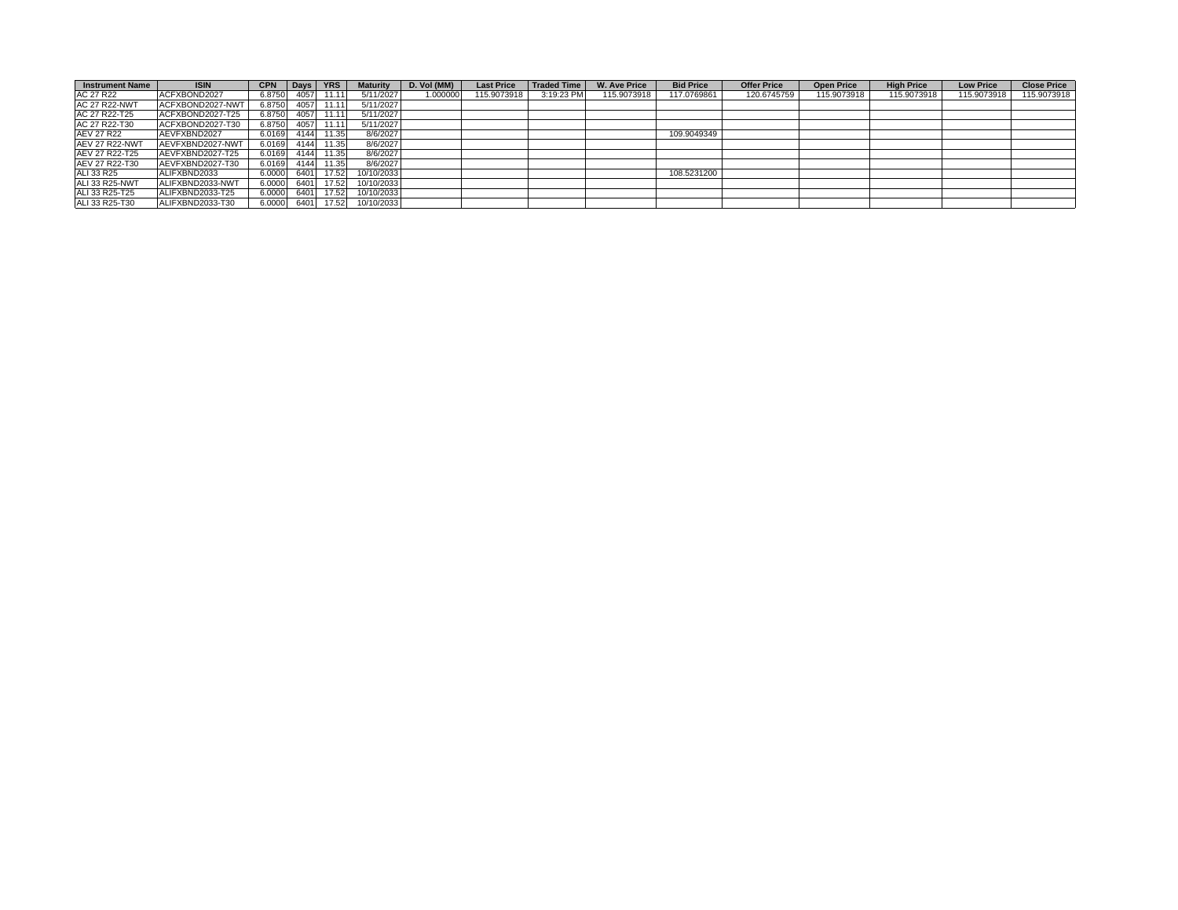| Instrument Name | ISIN | CPN | Days | YRS | Maturity | D. Vol (MM) | Last Price | Traded Time | W. Ave Price | Bid Price | Offer Price | Open Price | High Price | Low Price | Close Price |
|---|---|---|---|---|---|---|---|---|---|---|---|---|---|---|---|
| AC 27 R22 | ACFXBOND2027 | 6.8750 | 4057 | 11.11 | 5/11/2027 | 1.000000 | 115.9073918 | 3:19:23 PM | 115.9073918 | 117.0769861 | 120.6745759 | 115.9073918 | 115.9073918 | 115.9073918 | 115.9073918 |
| AC 27 R22-NWT | ACFXBOND2027-NWT | 6.8750 | 4057 | 11.11 | 5/11/2027 | | | | | | | | | | |
| AC 27 R22-T25 | ACFXBOND2027-T25 | 6.8750 | 4057 | 11.11 | 5/11/2027 | | | | | | | | | | |
| AC 27 R22-T30 | ACFXBOND2027-T30 | 6.8750 | 4057 | 11.11 | 5/11/2027 | | | | | | | | | | |
| AEV 27 R22 | AEVFXBND2027 | 6.0169 | 4144 | 11.35 | 8/6/2027 | | | | | 109.9049349 | | | | | |
| AEV 27 R22-NWT | AEVFXBND2027-NWT | 6.0169 | 4144 | 11.35 | 8/6/2027 | | | | | | | | | | |
| AEV 27 R22-T25 | AEVFXBND2027-T25 | 6.0169 | 4144 | 11.35 | 8/6/2027 | | | | | | | | | | |
| AEV 27 R22-T30 | AEVFXBND2027-T30 | 6.0169 | 4144 | 11.35 | 8/6/2027 | | | | | | | | | | |
| ALI 33 R25 | ALIFXBND2033 | 6.0000 | 6401 | 17.52 | 10/10/2033 | | | | | 108.5231200 | | | | | |
| ALI 33 R25-NWT | ALIFXBND2033-NWT | 6.0000 | 6401 | 17.52 | 10/10/2033 | | | | | | | | | | |
| ALI 33 R25-T25 | ALIFXBND2033-T25 | 6.0000 | 6401 | 17.52 | 10/10/2033 | | | | | | | | | | |
| ALI 33 R25-T30 | ALIFXBND2033-T30 | 6.0000 | 6401 | 17.52 | 10/10/2033 | | | | | | | | | | |